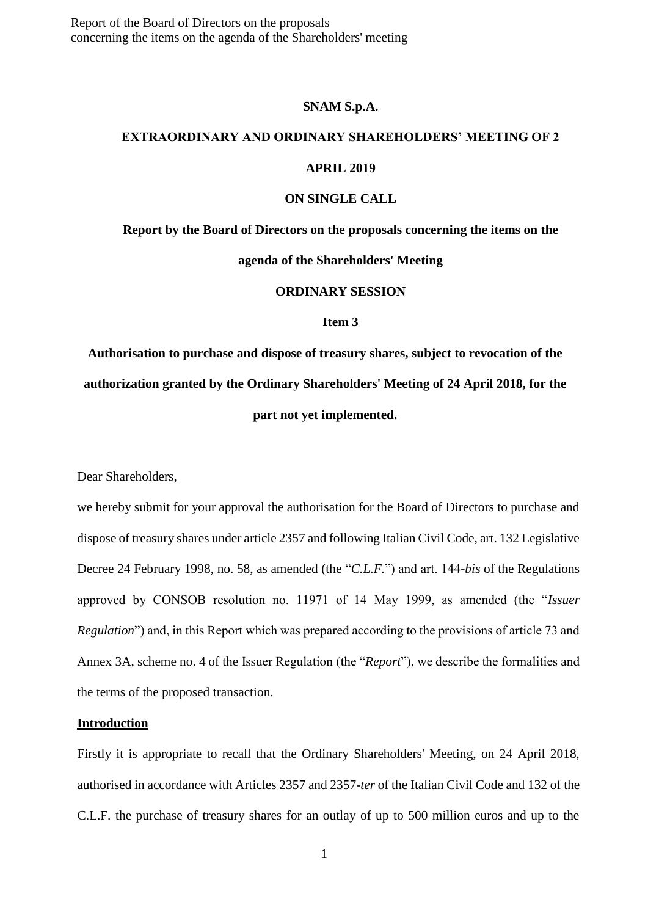**SNAM S.p.A.**

**EXTRAORDINARY AND ORDINARY SHAREHOLDERS' MEETING OF 2 APRIL 2019**

**ON SINGLE CALL**

**Report by the Board of Directors on the proposals concerning the items on the agenda of the Shareholders' Meeting**

**ORDINARY SESSION**

**Item 3**

**Authorisation to purchase and dispose of treasury shares, subject to revocation of the authorization granted by the Ordinary Shareholders' Meeting of 24 April 2018, for the part not yet implemented.**

Dear Shareholders,

we hereby submit for your approval the authorisation for the Board of Directors to purchase and dispose of treasury shares under article 2357 and following Italian Civil Code, art. 132 Legislative Decree 24 February 1998, no. 58, as amended (the "*C.L.F.*") and art. 144-*bis* of the Regulations approved by CONSOB resolution no. 11971 of 14 May 1999, as amended (the "*Issuer Regulation*") and, in this Report which was prepared according to the provisions of article 73 and Annex 3A, scheme no. 4 of the Issuer Regulation (the "*Report*"), we describe the formalities and the terms of the proposed transaction.

**Introduction**

Firstly it is appropriate to recall that the Ordinary Shareholders' Meeting, on 24 April 2018, authorised in accordance with Articles 2357 and 2357-*ter* of the Italian Civil Code and 132 of the C.L.F. the purchase of treasury shares for an outlay of up to 500 million euros and up to the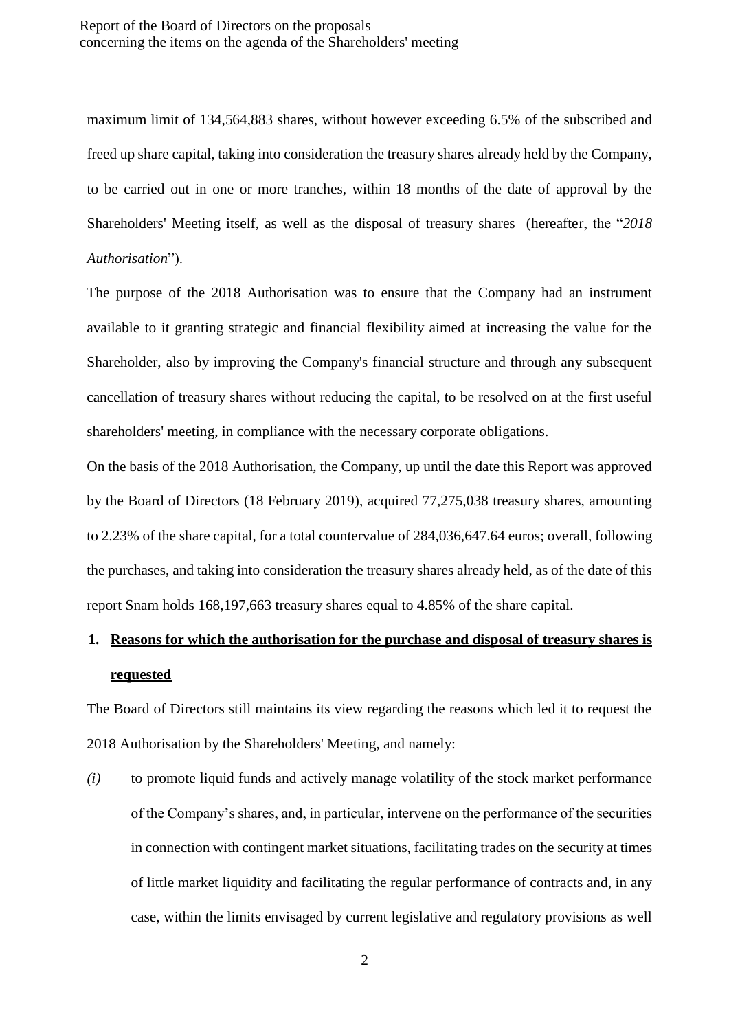maximum limit of 134,564,883 shares, without however exceeding 6.5% of the subscribed and freed up share capital, taking into consideration the treasury shares already held by the Company, to be carried out in one or more tranches, within 18 months of the date of approval by the Shareholders' Meeting itself, as well as the disposal of treasury shares (hereafter, the "*2018 Authorisation*").

The purpose of the 2018 Authorisation was to ensure that the Company had an instrument available to it granting strategic and financial flexibility aimed at increasing the value for the Shareholder, also by improving the Company's financial structure and through any subsequent cancellation of treasury shares without reducing the capital, to be resolved on at the first useful shareholders' meeting, in compliance with the necessary corporate obligations.

On the basis of the 2018 Authorisation, the Company, up until the date this Report was approved by the Board of Directors (18 February 2019), acquired 77,275,038 treasury shares, amounting to 2.23% of the share capital, for a total countervalue of 284,036,647.64 euros; overall, following the purchases, and taking into consideration the treasury shares already held, as of the date of this report Snam holds 168,197,663 treasury shares equal to 4.85% of the share capital.

## 1. Reasons for which the authorisation for the purchase and disposal of treasury shares is requested

The Board of Directors still maintains its view regarding the reasons which led it to request the 2018 Authorisation by the Shareholders' Meeting, and namely:

*(i)* to promote liquid funds and actively manage volatility of the stock market performance of the Company's shares, and, in particular, intervene on the performance of the securities in connection with contingent market situations, facilitating trades on the security at times of little market liquidity and facilitating the regular performance of contracts and, in any case, within the limits envisaged by current legislative and regulatory provisions as well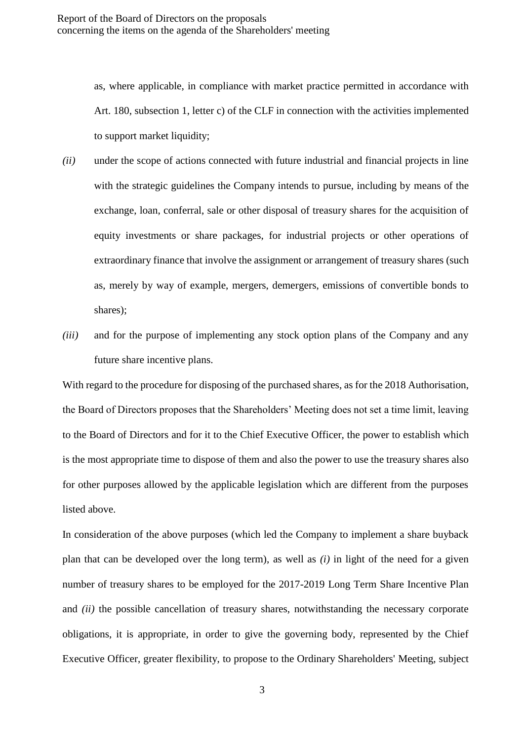as, where applicable, in compliance with market practice permitted in accordance with Art. 180, subsection 1, letter c) of the CLF in connection with the activities implemented to support market liquidity;

*(ii)* under the scope of actions connected with future industrial and financial projects in line with the strategic guidelines the Company intends to pursue, including by means of the exchange, loan, conferral, sale or other disposal of treasury shares for the acquisition of equity investments or share packages, for industrial projects or other operations of extraordinary finance that involve the assignment or arrangement of treasury shares (such as, merely by way of example, mergers, demergers, emissions of convertible bonds to shares);

*(iii)* and for the purpose of implementing any stock option plans of the Company and any future share incentive plans.

With regard to the procedure for disposing of the purchased shares, as for the 2018 Authorisation, the Board of Directors proposes that the Shareholders' Meeting does not set a time limit, leaving to the Board of Directors and for it to the Chief Executive Officer, the power to establish which is the most appropriate time to dispose of them and also the power to use the treasury shares also for other purposes allowed by the applicable legislation which are different from the purposes listed above.

In consideration of the above purposes (which led the Company to implement a share buyback plan that can be developed over the long term), as well as *(i)* in light of the need for a given number of treasury shares to be employed for the 2017-2019 Long Term Share Incentive Plan and *(ii)* the possible cancellation of treasury shares, notwithstanding the necessary corporate obligations, it is appropriate, in order to give the governing body, represented by the Chief Executive Officer, greater flexibility, to propose to the Ordinary Shareholders' Meeting, subject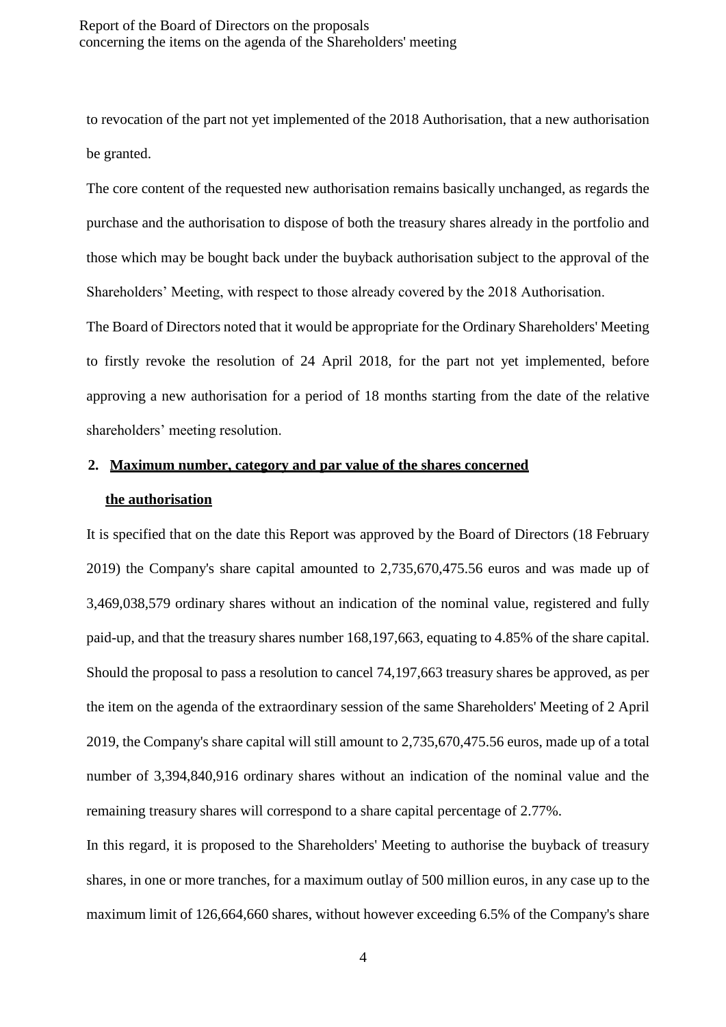to revocation of the part not yet implemented of the 2018 Authorisation, that a new authorisation be granted.

The core content of the requested new authorisation remains basically unchanged, as regards the purchase and the authorisation to dispose of both the treasury shares already in the portfolio and those which may be bought back under the buyback authorisation subject to the approval of the Shareholders' Meeting, with respect to those already covered by the 2018 Authorisation.

The Board of Directors noted that it would be appropriate for the Ordinary Shareholders' Meeting to firstly revoke the resolution of 24 April 2018, for the part not yet implemented, before approving a new authorisation for a period of 18 months starting from the date of the relative shareholders' meeting resolution.

## 2. Maximum number, category and par value of the shares concerned the authorisation

It is specified that on the date this Report was approved by the Board of Directors (18 February 2019) the Company's share capital amounted to 2,735,670,475.56 euros and was made up of 3,469,038,579 ordinary shares without an indication of the nominal value, registered and fully paid-up, and that the treasury shares number 168,197,663, equating to 4.85% of the share capital. Should the proposal to pass a resolution to cancel 74,197,663 treasury shares be approved, as per the item on the agenda of the extraordinary session of the same Shareholders' Meeting of 2 April 2019, the Company's share capital will still amount to 2,735,670,475.56 euros, made up of a total number of 3,394,840,916 ordinary shares without an indication of the nominal value and the remaining treasury shares will correspond to a share capital percentage of 2.77%.

In this regard, it is proposed to the Shareholders' Meeting to authorise the buyback of treasury shares, in one or more tranches, for a maximum outlay of 500 million euros, in any case up to the maximum limit of 126,664,660 shares, without however exceeding 6.5% of the Company's share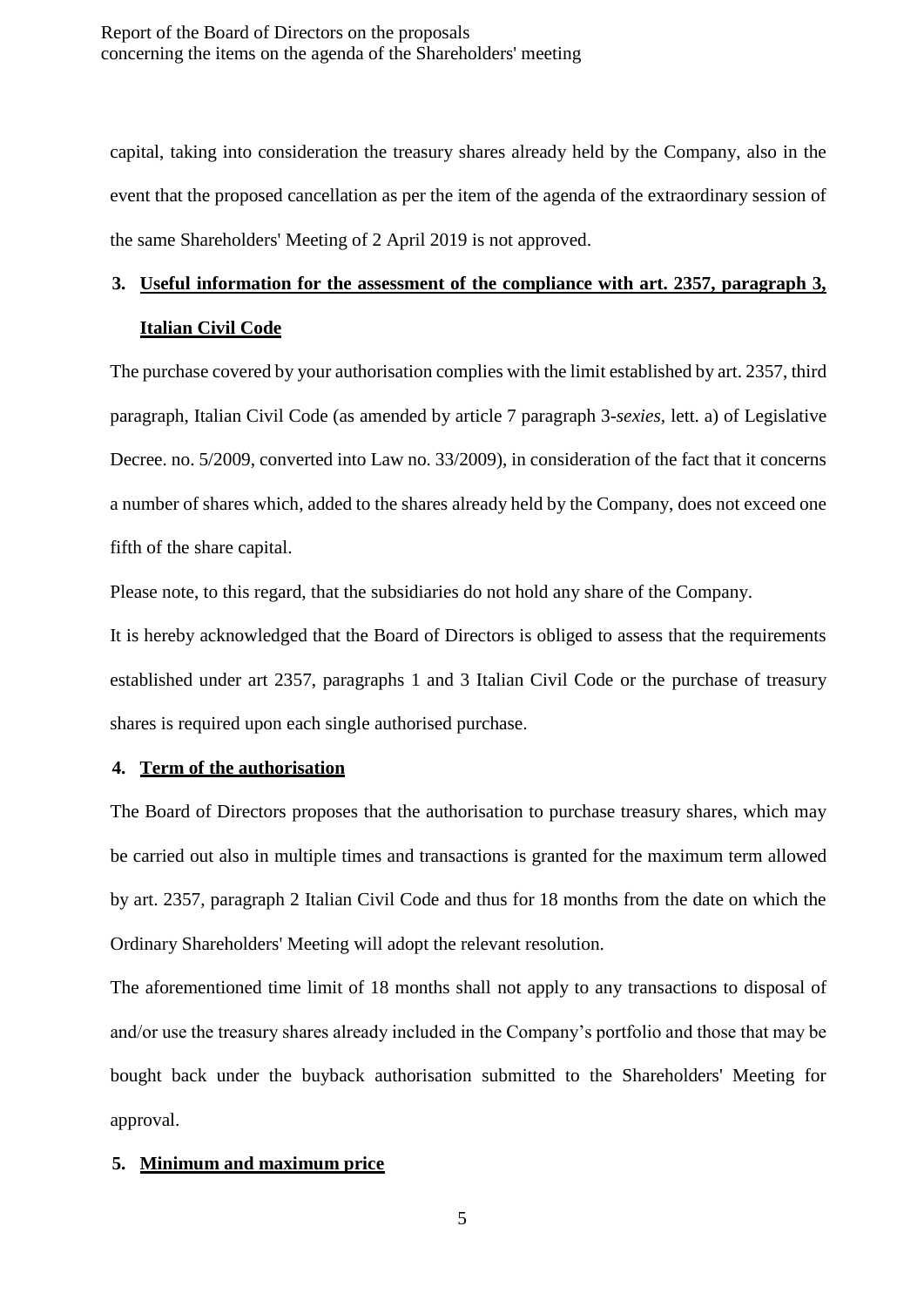capital, taking into consideration the treasury shares already held by the Company, also in the event that the proposed cancellation as per the item of the agenda of the extraordinary session of the same Shareholders' Meeting of 2 April 2019 is not approved.

## 3. Useful information for the assessment of the compliance with art. 2357, paragraph 3, Italian Civil Code

The purchase covered by your authorisation complies with the limit established by art. 2357, third paragraph, Italian Civil Code (as amended by article 7 paragraph 3-*sexies*, lett. a) of Legislative Decree. no. 5/2009, converted into Law no. 33/2009), in consideration of the fact that it concerns a number of shares which, added to the shares already held by the Company, does not exceed one fifth of the share capital.

Please note, to this regard, that the subsidiaries do not hold any share of the Company.

It is hereby acknowledged that the Board of Directors is obliged to assess that the requirements established under art 2357, paragraphs 1 and 3 Italian Civil Code or the purchase of treasury shares is required upon each single authorised purchase.

## 4. Term of the authorisation

The Board of Directors proposes that the authorisation to purchase treasury shares, which may be carried out also in multiple times and transactions is granted for the maximum term allowed by art. 2357, paragraph 2 Italian Civil Code and thus for 18 months from the date on which the Ordinary Shareholders' Meeting will adopt the relevant resolution.

The aforementioned time limit of 18 months shall not apply to any transactions to disposal of and/or use the treasury shares already included in the Company's portfolio and those that may be bought back under the buyback authorisation submitted to the Shareholders' Meeting for approval.

## 5. Minimum and maximum price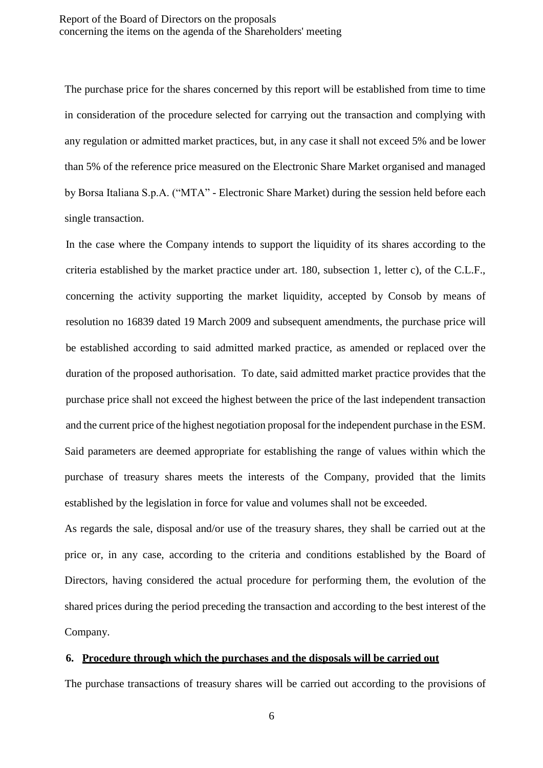The purchase price for the shares concerned by this report will be established from time to time in consideration of the procedure selected for carrying out the transaction and complying with any regulation or admitted market practices, but, in any case it shall not exceed 5% and be lower than 5% of the reference price measured on the Electronic Share Market organised and managed by Borsa Italiana S.p.A. ("MTA" - Electronic Share Market) during the session held before each single transaction.

In the case where the Company intends to support the liquidity of its shares according to the criteria established by the market practice under art. 180, subsection 1, letter c), of the C.L.F., concerning the activity supporting the market liquidity, accepted by Consob by means of resolution no 16839 dated 19 March 2009 and subsequent amendments, the purchase price will be established according to said admitted marked practice, as amended or replaced over the duration of the proposed authorisation. To date, said admitted market practice provides that the purchase price shall not exceed the highest between the price of the last independent transaction and the current price of the highest negotiation proposal for the independent purchase in the ESM. Said parameters are deemed appropriate for establishing the range of values within which the purchase of treasury shares meets the interests of the Company, provided that the limits established by the legislation in force for value and volumes shall not be exceeded.

As regards the sale, disposal and/or use of the treasury shares, they shall be carried out at the price or, in any case, according to the criteria and conditions established by the Board of Directors, having considered the actual procedure for performing them, the evolution of the shared prices during the period preceding the transaction and according to the best interest of the Company.

## 6. Procedure through which the purchases and the disposals will be carried out

The purchase transactions of treasury shares will be carried out according to the provisions of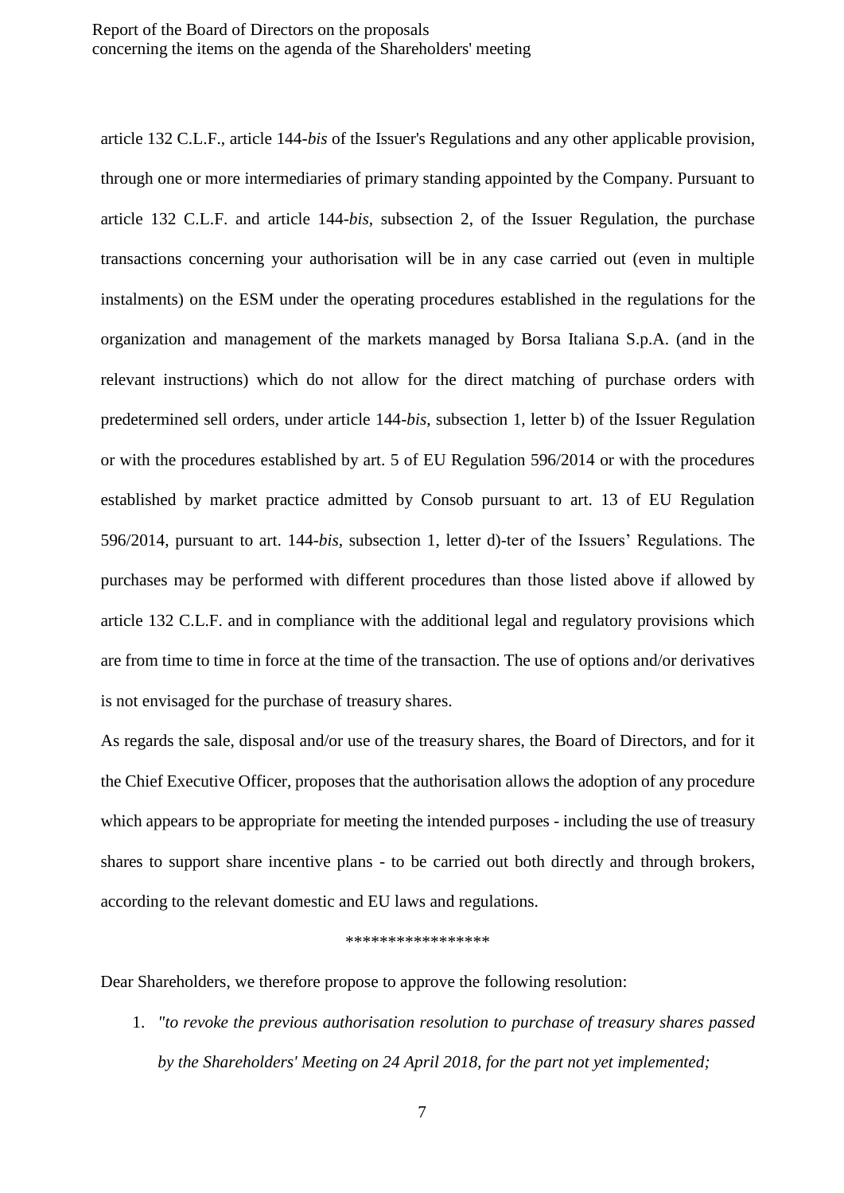article 132 C.L.F., article 144-*bis* of the Issuer's Regulations and any other applicable provision, through one or more intermediaries of primary standing appointed by the Company. Pursuant to article 132 C.L.F. and article 144-*bis*, subsection 2, of the Issuer Regulation, the purchase transactions concerning your authorisation will be in any case carried out (even in multiple instalments) on the ESM under the operating procedures established in the regulations for the organization and management of the markets managed by Borsa Italiana S.p.A. (and in the relevant instructions) which do not allow for the direct matching of purchase orders with predetermined sell orders, under article 144-*bis*, subsection 1, letter b) of the Issuer Regulation or with the procedures established by art. 5 of EU Regulation 596/2014 or with the procedures established by market practice admitted by Consob pursuant to art. 13 of EU Regulation 596/2014, pursuant to art. 144-*bis*, subsection 1, letter d)-ter of the Issuers' Regulations. The purchases may be performed with different procedures than those listed above if allowed by article 132 C.L.F. and in compliance with the additional legal and regulatory provisions which are from time to time in force at the time of the transaction. The use of options and/or derivatives is not envisaged for the purchase of treasury shares.

As regards the sale, disposal and/or use of the treasury shares, the Board of Directors, and for it the Chief Executive Officer, proposes that the authorisation allows the adoption of any procedure which appears to be appropriate for meeting the intended purposes - including the use of treasury shares to support share incentive plans - to be carried out both directly and through brokers, according to the relevant domestic and EU laws and regulations.

\*\*\*\*\*\*\*\*\*\*\*\*\*\*\*\*\*

Dear Shareholders, we therefore propose to approve the following resolution:

1. *"to revoke the previous authorisation resolution to purchase of treasury shares passed by the Shareholders' Meeting on 24 April 2018, for the part not yet implemented;*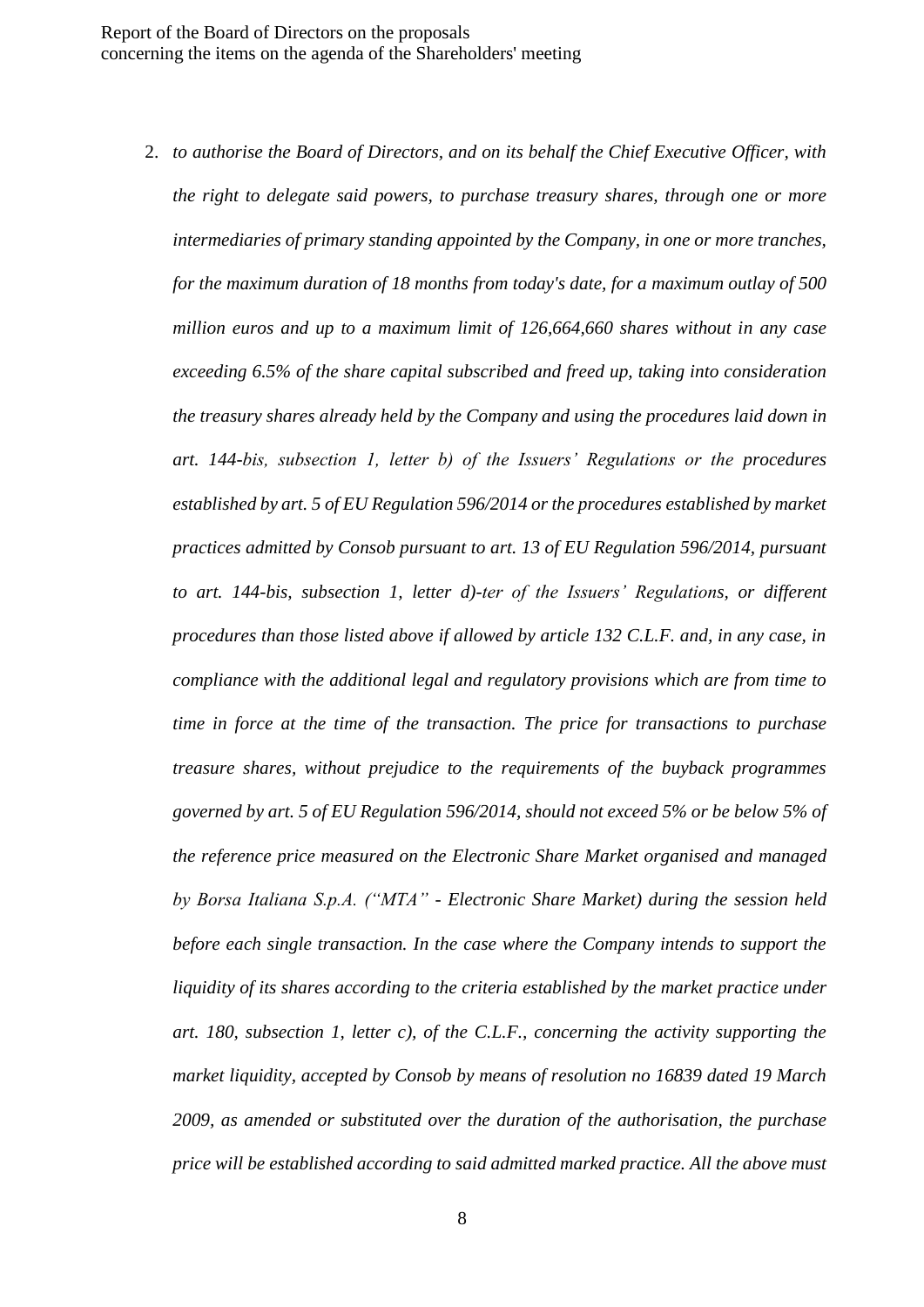2. *to authorise the Board of Directors, and on its behalf the Chief Executive Officer, with the right to delegate said powers, to purchase treasury shares, through one or more intermediaries of primary standing appointed by the Company, in one or more tranches, for the maximum duration of 18 months from today's date, for a maximum outlay of 500 million euros and up to a maximum limit of 126,664,660 shares without in any case exceeding 6.5% of the share capital subscribed and freed up, taking into consideration the treasury shares already held by the Company and using the procedures laid down in art. 144-bis, subsection 1, letter b) of the Issuers' Regulations or the procedures established by art. 5 of EU Regulation 596/2014 or the procedures established by market practices admitted by Consob pursuant to art. 13 of EU Regulation 596/2014, pursuant to art. 144-bis, subsection 1, letter d)-ter of the Issuers' Regulations, or different procedures than those listed above if allowed by article 132 C.L.F. and, in any case, in compliance with the additional legal and regulatory provisions which are from time to time in force at the time of the transaction. The price for transactions to purchase treasure shares, without prejudice to the requirements of the buyback programmes governed by art. 5 of EU Regulation 596/2014, should not exceed 5% or be below 5% of the reference price measured on the Electronic Share Market organised and managed by Borsa Italiana S.p.A. ("MTA" - Electronic Share Market) during the session held before each single transaction. In the case where the Company intends to support the liquidity of its shares according to the criteria established by the market practice under art. 180, subsection 1, letter c), of the C.L.F., concerning the activity supporting the market liquidity, accepted by Consob by means of resolution no 16839 dated 19 March 2009, as amended or substituted over the duration of the authorisation, the purchase price will be established according to said admitted marked practice. All the above must*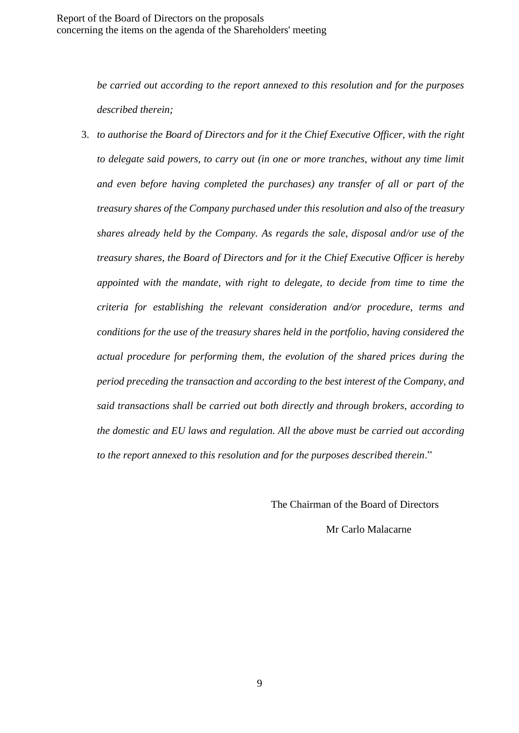*be carried out according to the report annexed to this resolution and for the purposes described therein;*

3. *to authorise the Board of Directors and for it the Chief Executive Officer, with the right to delegate said powers, to carry out (in one or more tranches, without any time limit and even before having completed the purchases) any transfer of all or part of the treasury shares of the Company purchased under this resolution and also of the treasury shares already held by the Company. As regards the sale, disposal and/or use of the treasury shares, the Board of Directors and for it the Chief Executive Officer is hereby appointed with the mandate, with right to delegate, to decide from time to time the criteria for establishing the relevant consideration and/or procedure, terms and conditions for the use of the treasury shares held in the portfolio, having considered the actual procedure for performing them, the evolution of the shared prices during the period preceding the transaction and according to the best interest of the Company, and said transactions shall be carried out both directly and through brokers, according to the domestic and EU laws and regulation. All the above must be carried out according to the report annexed to this resolution and for the purposes described therein*."

The Chairman of the Board of Directors

Mr Carlo Malacarne